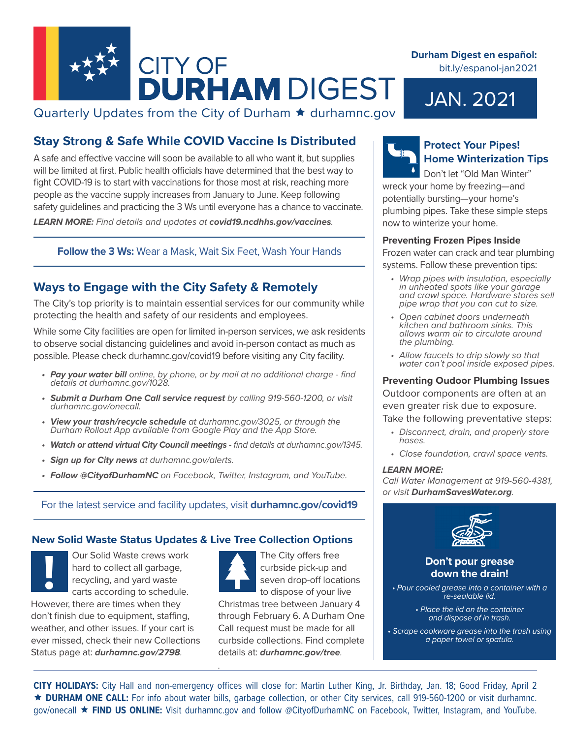# CITY OF DURHAM DIGEST

Quarterly Updates from the City of Durham ★ durhamnc.gov

**Durham Digest en español:** bit.ly/espanol-jan2021

JAN. 2021

## Stay Strong & Safe While COVID Vaccine Is Distributed

A safe and effective vaccine will soon be available to all who want it, but supplies will be limited at first. Public health officials have determined that the best way to fight COVID-19 is to start with vaccinations for those most at risk, reaching more people as the vaccine supply increases from January to June. Keep following safety guidelines and practicing the 3 Ws until everyone has a chance to vaccinate.

***LEARN MORE:*** *Find details and updates at* ***covid19.ncdhhs.gov/vaccines****.*

**Follow the 3 Ws:** Wear a Mask, Wait Six Feet, Wash Your Hands

## Ways to Engage with the City Safety & Remotely

The City's top priority is to maintain essential services for our community while protecting the health and safety of our residents and employees.

While some City facilities are open for limited in-person services, we ask residents to observe social distancing guidelines and avoid in-person contact as much as possible. Please check durhamnc.gov/covid19 before visiting any City facility.

- ***Pay your water bill*** *online, by phone, or by mail at no additional charge - find details at durhamnc.gov/1028.*
- ***Submit a Durham One Call service request*** *by calling 919-560-1200, or visit durhamnc.gov/onecall.*
- ***View your trash/recycle schedule*** *at durhamnc.gov/3025, or through the Durham Rollout App available from Google Play and the App Store.*
- ***Watch or attend virtual City Council meetings*** *- find details at durhamnc.gov/1345.*
- ***Sign up for City news*** *at durhamnc.gov/alerts.*
- ***Follow @CityofDurhamNC*** *on Facebook, Twitter, Instagram, and YouTube.*

For the latest service and facility updates, visit **durhamnc.gov/covid19**

## New Solid Waste Status Updates & Live Tree Collection Options

Our Solid Waste crews work hard to collect all garbage, recycling, and yard waste carts according to schedule. However, there are times when they don't finish due to equipment, staffing, weather, and other issues. If your cart is ever missed, check their new Collections Status page at: ***durhamnc.gov/2798***.

The City offers free curbside pick-up and seven drop-off locations to dispose of your live Christmas tree between January 4 through February 6. A Durham One Call request must be made for all curbside collections. Find complete details at: ***durhamnc.gov/tree***.

## Protect Your Pipes! Home Winterization Tips

Don't let "Old Man Winter" wreck your home by freezing—and potentially bursting—your home's plumbing pipes. Take these simple steps now to winterize your home.

### Preventing Frozen Pipes Inside

Frozen water can crack and tear plumbing systems. Follow these prevention tips:

- *Wrap pipes with insulation, especially in unheated spots like your garage and crawl space. Hardware stores sell pipe wrap that you can cut to size.*
- *Open cabinet doors underneath kitchen and bathroom sinks. This allows warm air to circulate around the plumbing.*
- *Allow faucets to drip slowly so that water can't pool inside exposed pipes.*

### Preventing Oudoor Plumbing Issues

Outdoor components are often at an even greater risk due to exposure. Take the following preventative steps:

- *Disconnect, drain, and properly store hoses.*
- *Close foundation, crawl space vents.*

***LEARN MORE:***
*Call Water Management at 919-560-4381, or visit* ***DurhamSavesWater.org****.*

### Don't pour grease down the drain!

- *Pour cooled grease into a container with a re-sealable lid.*
- *Place the lid on the container and dispose of in trash.*
- *Scrape cookware grease into the trash using a paper towel or spatula.*

**CITY HOLIDAYS:** City Hall and non-emergency offices will close for: Martin Luther King, Jr. Birthday, Jan. 18; Good Friday, April 2 ★ **DURHAM ONE CALL:** For info about water bills, garbage collection, or other City services, call 919-560-1200 or visit durhamnc.gov/onecall ★ **FIND US ONLINE:** Visit durhamnc.gov and follow @CityofDurhamNC on Facebook, Twitter, Instagram, and YouTube.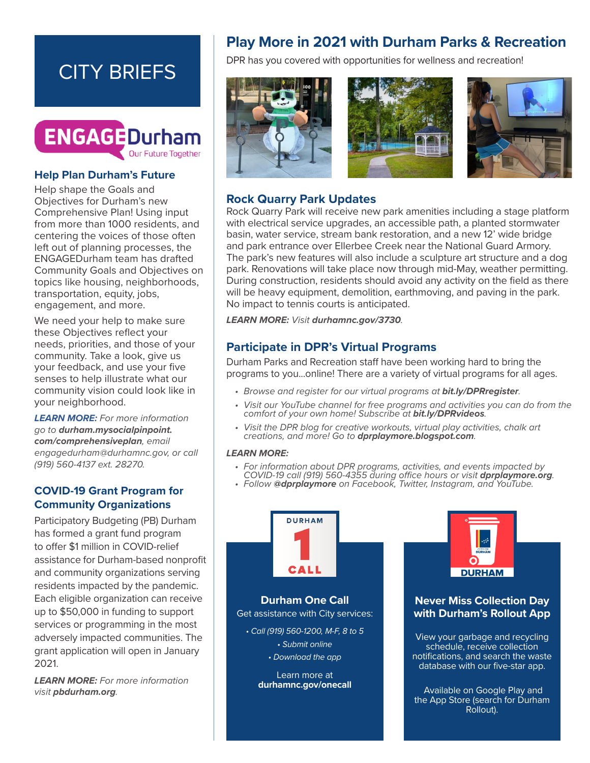# CITY BRIEFS

ENGAGEDurham
Our Future Together

## Help Plan Durham's Future

Help shape the Goals and Objectives for Durham's new Comprehensive Plan! Using input from more than 1000 residents, and centering the voices of those often left out of planning processes, the ENGAGEDurham team has drafted Community Goals and Objectives on topics like housing, neighborhoods, transportation, equity, jobs, engagement, and more.

We need your help to make sure these Objectives reflect your needs, priorities, and those of your community. Take a look, give us your feedback, and use your five senses to help illustrate what our community vision could look like in your neighborhood.

***LEARN MORE:*** *For more information go to* ***durham.mysocialpinpoint.com/comprehensiveplan****, email engagedurham@durhamnc.gov, or call (919) 560-4137 ext. 28270.*

## COVID-19 Grant Program for Community Organizations

Participatory Budgeting (PB) Durham has formed a grant fund program to offer $1 million in COVID-relief assistance for Durham-based nonprofit and community organizations serving residents impacted by the pandemic. Each eligible organization can receive up to $50,000 in funding to support services or programming in the most adversely impacted communities. The grant application will open in January 2021.

***LEARN MORE:*** *For more information visit* ***pbdurham.org****.*

# Play More in 2021 with Durham Parks & Recreation

DPR has you covered with opportunities for wellness and recreation!

## Rock Quarry Park Updates

Rock Quarry Park will receive new park amenities including a stage platform with electrical service upgrades, an accessible path, a planted stormwater basin, water service, stream bank restoration, and a new 12' wide bridge and park entrance over Ellerbee Creek near the National Guard Armory. The park's new features will also include a sculpture art structure and a dog park. Renovations will take place now through mid-May, weather permitting. During construction, residents should avoid any activity on the field as there will be heavy equipment, demolition, earthmoving, and paving in the park. No impact to tennis courts is anticipated.

***LEARN MORE:*** *Visit* ***durhamnc.gov/3730****.*

## Participate in DPR's Virtual Programs

Durham Parks and Recreation staff have been working hard to bring the programs to you...online! There are a variety of virtual programs for all ages.

- *Browse and register for our virtual programs at* ***bit.ly/DPRregister****.*
- *Visit our YouTube channel for free programs and activities you can do from the comfort of your own home! Subscribe at* ***bit.ly/DPRvideos****.*
- *Visit the DPR blog for creative workouts, virtual play activities, chalk art creations, and more! Go to* ***dprplaymore.blogspot.com****.*

***LEARN MORE:***

- *For information about DPR programs, activities, and events impacted by COVID-19 call (919) 560-4355 during office hours or visit* ***dprplaymore.org****.*
- *Follow* ***@dprplaymore*** *on Facebook, Twitter, Instagram, and YouTube.*

DURHAM 1 CALL

### Durham One Call

Get assistance with City services:

- *Call (919) 560-1200, M-F, 8 to 5*
- *Submit online*
- *Download the app*

Learn more at
**durhamnc.gov/onecall**

DURHAM

### Never Miss Collection Day with Durham's Rollout App

View your garbage and recycling schedule, receive collection notifications, and search the waste database with our five-star app.

Available on Google Play and the App Store (search for Durham Rollout).